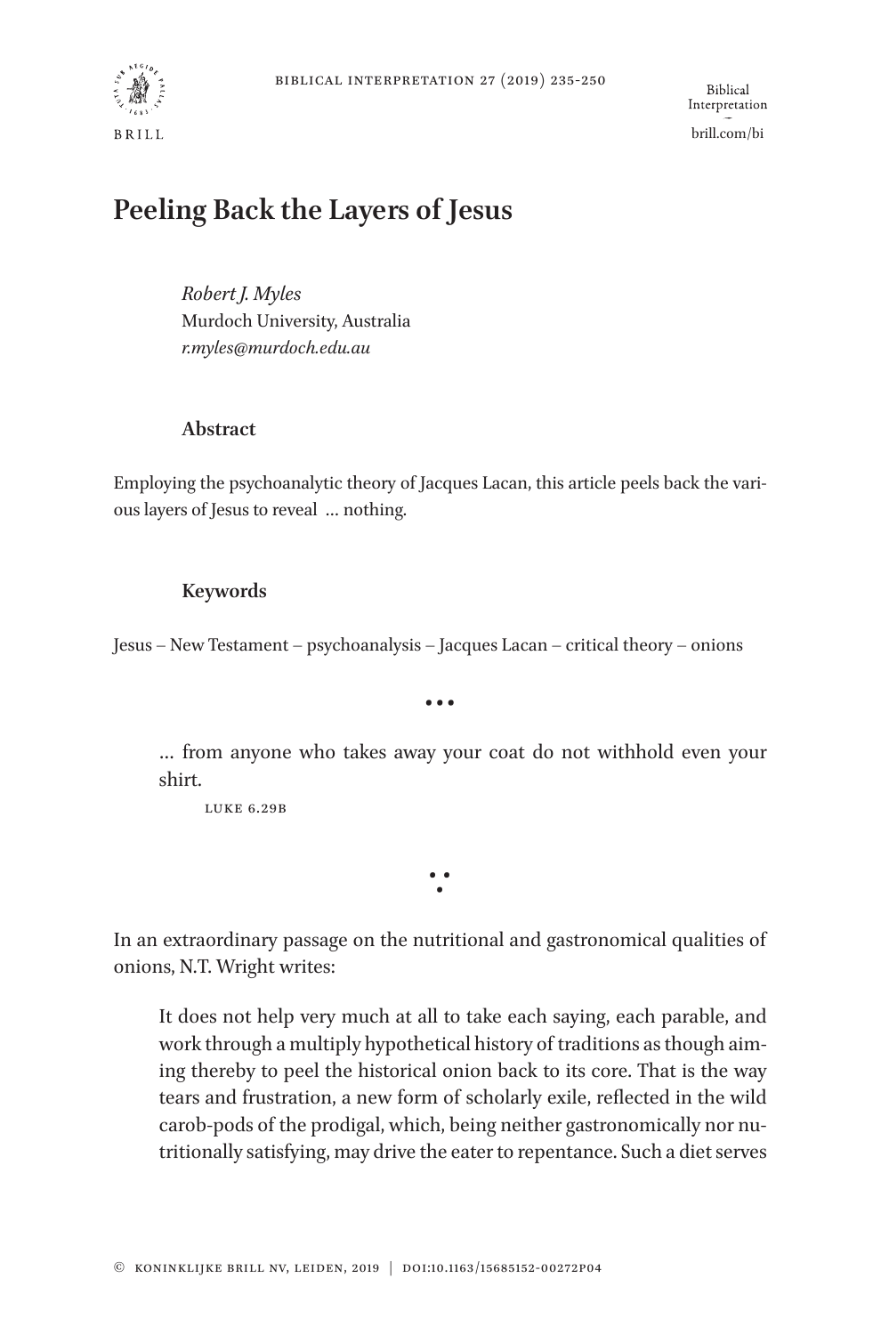# Peeling Back the Layers of Jesus

*Robert J. Myles*
Murdoch University, Australia
*r.myles@murdoch.edu.au*

**Abstract**

Employing the psychoanalytic theory of Jacques Lacan, this article peels back the various layers of Jesus to reveal … nothing.

**Keywords**

Jesus – New Testament – psychoanalysis – Jacques Lacan – critical theory – onions

• • •

> … from anyone who takes away your coat do not withhold even your shirt.
>
> LUKE 6.29B

∵

In an extraordinary passage on the nutritional and gastronomical qualities of onions, N.T. Wright writes:

> It does not help very much at all to take each saying, each parable, and work through a multiply hypothetical history of traditions as though aiming thereby to peel the historical onion back to its core. That is the way tears and frustration, a new form of scholarly exile, reflected in the wild carob-pods of the prodigal, which, being neither gastronomically nor nutritionally satisfying, may drive the eater to repentance. Such a diet serves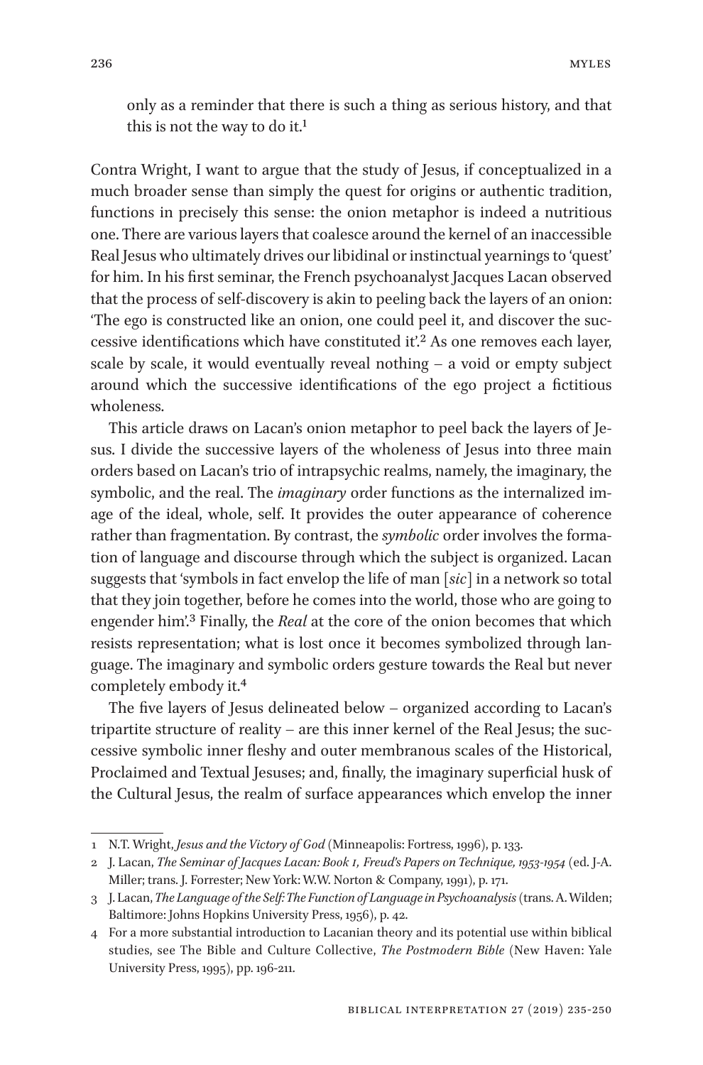only as a reminder that there is such a thing as serious history, and that this is not the way to do it.[1]

Contra Wright, I want to argue that the study of Jesus, if conceptualized in a much broader sense than simply the quest for origins or authentic tradition, functions in precisely this sense: the onion metaphor is indeed a nutritious one. There are various layers that coalesce around the kernel of an inaccessible Real Jesus who ultimately drives our libidinal or instinctual yearnings to 'quest' for him. In his first seminar, the French psychoanalyst Jacques Lacan observed that the process of self-discovery is akin to peeling back the layers of an onion: 'The ego is constructed like an onion, one could peel it, and discover the successive identifications which have constituted it'.[2] As one removes each layer, scale by scale, it would eventually reveal nothing – a void or empty subject around which the successive identifications of the ego project a fictitious wholeness.

This article draws on Lacan's onion metaphor to peel back the layers of Jesus. I divide the successive layers of the wholeness of Jesus into three main orders based on Lacan's trio of intrapsychic realms, namely, the imaginary, the symbolic, and the real. The *imaginary* order functions as the internalized image of the ideal, whole, self. It provides the outer appearance of coherence rather than fragmentation. By contrast, the *symbolic* order involves the formation of language and discourse through which the subject is organized. Lacan suggests that 'symbols in fact envelop the life of man [*sic*] in a network so total that they join together, before he comes into the world, those who are going to engender him'.[3] Finally, the *Real* at the core of the onion becomes that which resists representation; what is lost once it becomes symbolized through language. The imaginary and symbolic orders gesture towards the Real but never completely embody it.[4]

The five layers of Jesus delineated below – organized according to Lacan's tripartite structure of reality – are this inner kernel of the Real Jesus; the successive symbolic inner fleshy and outer membranous scales of the Historical, Proclaimed and Textual Jesuses; and, finally, the imaginary superficial husk of the Cultural Jesus, the realm of surface appearances which envelop the inner

---

1 N.T. Wright, *Jesus and the Victory of God* (Minneapolis: Fortress, 1996), p. 133.

2 J. Lacan, *The Seminar of Jacques Lacan: Book 1, Freud's Papers on Technique, 1953-1954* (ed. J-A. Miller; trans. J. Forrester; New York: W.W. Norton & Company, 1991), p. 171.

3 J. Lacan, *The Language of the Self: The Function of Language in Psychoanalysis* (trans. A. Wilden; Baltimore: Johns Hopkins University Press, 1956), p. 42.

4 For a more substantial introduction to Lacanian theory and its potential use within biblical studies, see The Bible and Culture Collective, *The Postmodern Bible* (New Haven: Yale University Press, 1995), pp. 196-211.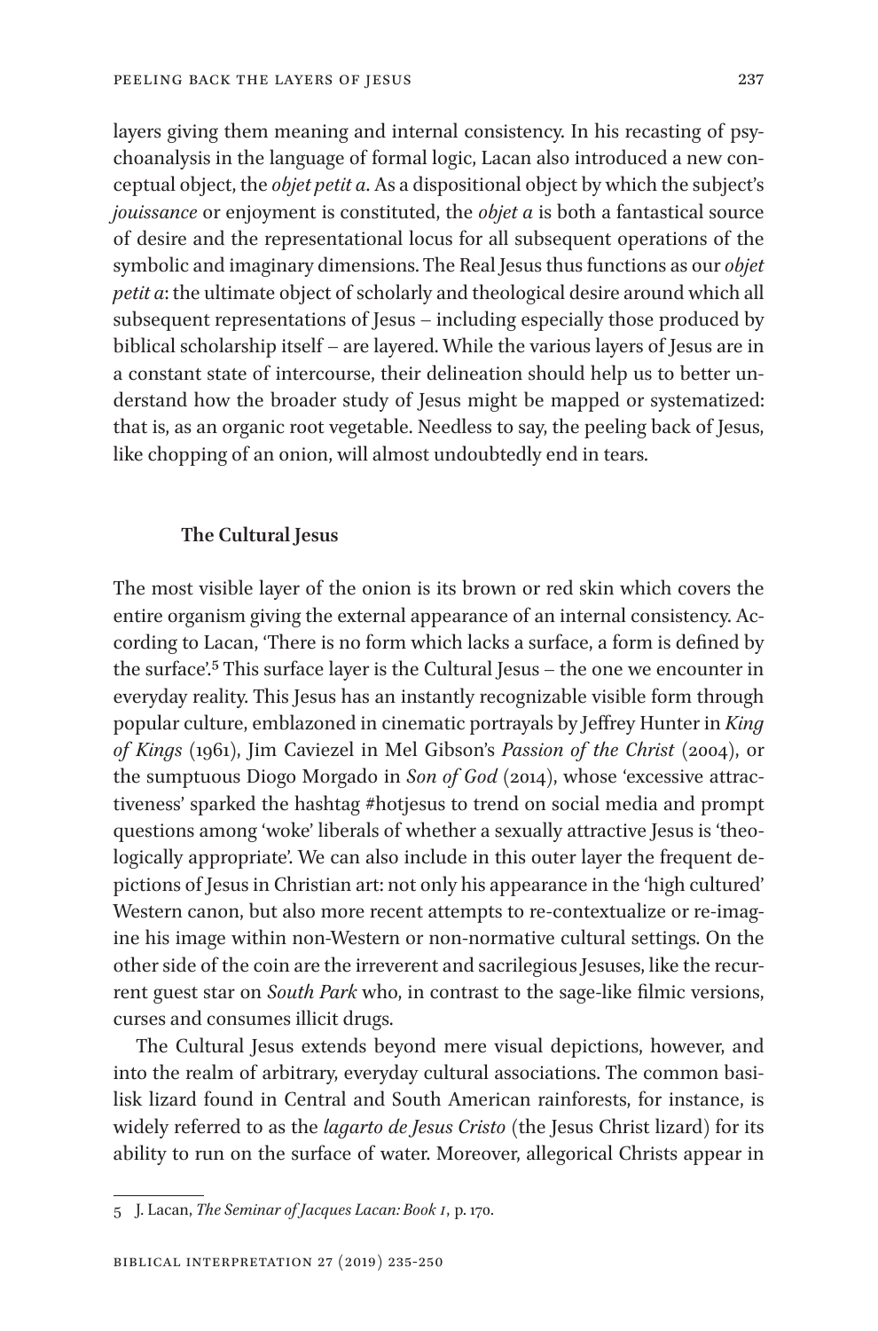layers giving them meaning and internal consistency. In his recasting of psychoanalysis in the language of formal logic, Lacan also introduced a new conceptual object, the *objet petit a*. As a dispositional object by which the subject's *jouissance* or enjoyment is constituted, the *objet a* is both a fantastical source of desire and the representational locus for all subsequent operations of the symbolic and imaginary dimensions. The Real Jesus thus functions as our *objet petit a*: the ultimate object of scholarly and theological desire around which all subsequent representations of Jesus – including especially those produced by biblical scholarship itself – are layered. While the various layers of Jesus are in a constant state of intercourse, their delineation should help us to better understand how the broader study of Jesus might be mapped or systematized: that is, as an organic root vegetable. Needless to say, the peeling back of Jesus, like chopping of an onion, will almost undoubtedly end in tears.

### The Cultural Jesus

The most visible layer of the onion is its brown or red skin which covers the entire organism giving the external appearance of an internal consistency. According to Lacan, 'There is no form which lacks a surface, a form is defined by the surface'.[5] This surface layer is the Cultural Jesus – the one we encounter in everyday reality. This Jesus has an instantly recognizable visible form through popular culture, emblazoned in cinematic portrayals by Jeffrey Hunter in *King of Kings* (1961), Jim Caviezel in Mel Gibson's *Passion of the Christ* (2004), or the sumptuous Diogo Morgado in *Son of God* (2014), whose 'excessive attractiveness' sparked the hashtag #hotjesus to trend on social media and prompt questions among 'woke' liberals of whether a sexually attractive Jesus is 'theologically appropriate'. We can also include in this outer layer the frequent depictions of Jesus in Christian art: not only his appearance in the 'high cultured' Western canon, but also more recent attempts to re-contextualize or re-imagine his image within non-Western or non-normative cultural settings. On the other side of the coin are the irreverent and sacrilegious Jesuses, like the recurrent guest star on *South Park* who, in contrast to the sage-like filmic versions, curses and consumes illicit drugs.

The Cultural Jesus extends beyond mere visual depictions, however, and into the realm of arbitrary, everyday cultural associations. The common basilisk lizard found in Central and South American rainforests, for instance, is widely referred to as the *lagarto de Jesus Cristo* (the Jesus Christ lizard) for its ability to run on the surface of water. Moreover, allegorical Christs appear in

---

5 J. Lacan, *The Seminar of Jacques Lacan: Book 1*, p. 170.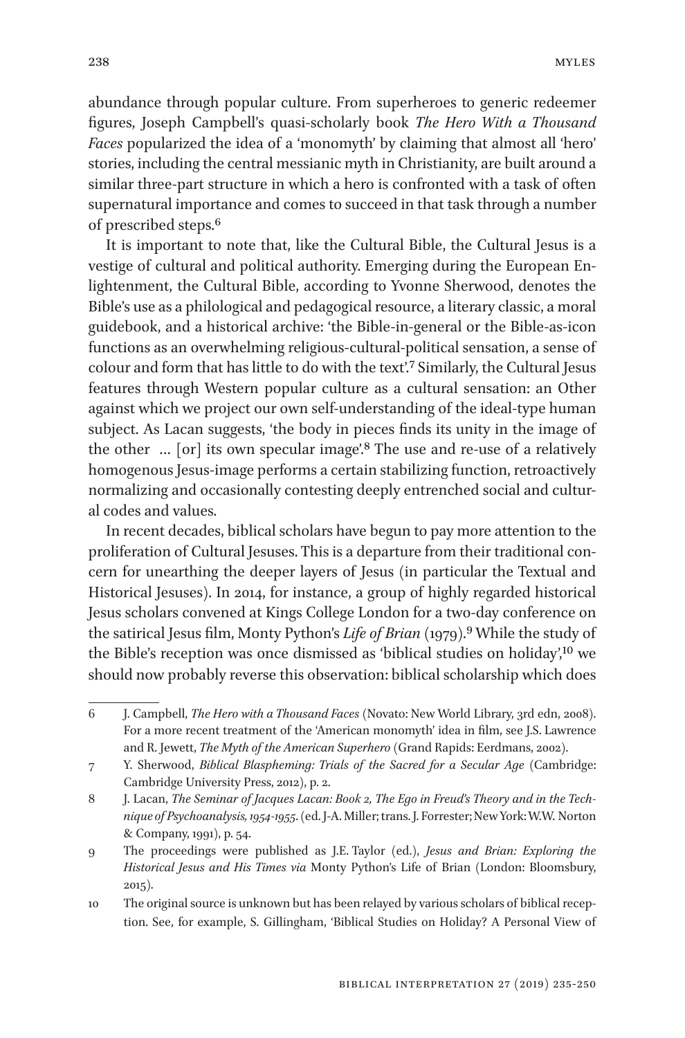abundance through popular culture. From superheroes to generic redeemer figures, Joseph Campbell's quasi-scholarly book *The Hero With a Thousand Faces* popularized the idea of a 'monomyth' by claiming that almost all 'hero' stories, including the central messianic myth in Christianity, are built around a similar three-part structure in which a hero is confronted with a task of often supernatural importance and comes to succeed in that task through a number of prescribed steps.[6]

It is important to note that, like the Cultural Bible, the Cultural Jesus is a vestige of cultural and political authority. Emerging during the European Enlightenment, the Cultural Bible, according to Yvonne Sherwood, denotes the Bible's use as a philological and pedagogical resource, a literary classic, a moral guidebook, and a historical archive: 'the Bible-in-general or the Bible-as-icon functions as an overwhelming religious-cultural-political sensation, a sense of colour and form that has little to do with the text'.[7] Similarly, the Cultural Jesus features through Western popular culture as a cultural sensation: an Other against which we project our own self-understanding of the ideal-type human subject. As Lacan suggests, 'the body in pieces finds its unity in the image of the other ... [or] its own specular image'.[8] The use and re-use of a relatively homogenous Jesus-image performs a certain stabilizing function, retroactively normalizing and occasionally contesting deeply entrenched social and cultural codes and values.

In recent decades, biblical scholars have begun to pay more attention to the proliferation of Cultural Jesuses. This is a departure from their traditional concern for unearthing the deeper layers of Jesus (in particular the Textual and Historical Jesuses). In 2014, for instance, a group of highly regarded historical Jesus scholars convened at Kings College London for a two-day conference on the satirical Jesus film, Monty Python's *Life of Brian* (1979).[9] While the study of the Bible's reception was once dismissed as 'biblical studies on holiday',[10] we should now probably reverse this observation: biblical scholarship which does

---

6 J. Campbell, *The Hero with a Thousand Faces* (Novato: New World Library, 3rd edn, 2008). For a more recent treatment of the 'American monomyth' idea in film, see J.S. Lawrence and R. Jewett, *The Myth of the American Superhero* (Grand Rapids: Eerdmans, 2002).

7 Y. Sherwood, *Biblical Blaspheming: Trials of the Sacred for a Secular Age* (Cambridge: Cambridge University Press, 2012), p. 2.

8 J. Lacan, *The Seminar of Jacques Lacan: Book 2, The Ego in Freud's Theory and in the Technique of Psychoanalysis, 1954-1955*. (ed. J-A. Miller; trans. J. Forrester; New York: W.W. Norton & Company, 1991), p. 54.

9 The proceedings were published as J.E. Taylor (ed.), *Jesus and Brian: Exploring the Historical Jesus and His Times via* Monty Python's Life of Brian (London: Bloomsbury, 2015).

10 The original source is unknown but has been relayed by various scholars of biblical reception. See, for example, S. Gillingham, 'Biblical Studies on Holiday? A Personal View of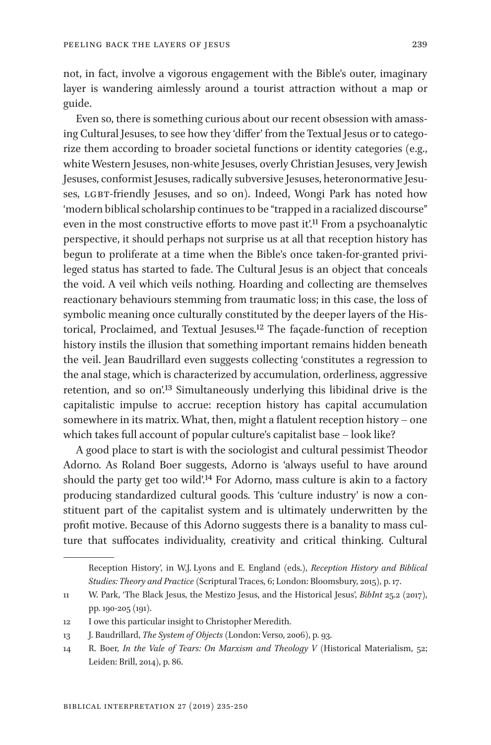not, in fact, involve a vigorous engagement with the Bible's outer, imaginary layer is wandering aimlessly around a tourist attraction without a map or guide.

Even so, there is something curious about our recent obsession with amassing Cultural Jesuses, to see how they 'differ' from the Textual Jesus or to categorize them according to broader societal functions or identity categories (e.g., white Western Jesuses, non-white Jesuses, overly Christian Jesuses, very Jewish Jesuses, conformist Jesuses, radically subversive Jesuses, heteronormative Jesuses, LGBT-friendly Jesuses, and so on). Indeed, Wongi Park has noted how 'modern biblical scholarship continues to be "trapped in a racialized discourse" even in the most constructive efforts to move past it'.[11] From a psychoanalytic perspective, it should perhaps not surprise us at all that reception history has begun to proliferate at a time when the Bible's once taken-for-granted privileged status has started to fade. The Cultural Jesus is an object that conceals the void. A veil which veils nothing. Hoarding and collecting are themselves reactionary behaviours stemming from traumatic loss; in this case, the loss of symbolic meaning once culturally constituted by the deeper layers of the Historical, Proclaimed, and Textual Jesuses.[12] The façade-function of reception history instils the illusion that something important remains hidden beneath the veil. Jean Baudrillard even suggests collecting 'constitutes a regression to the anal stage, which is characterized by accumulation, orderliness, aggressive retention, and so on'.[13] Simultaneously underlying this libidinal drive is the capitalistic impulse to accrue: reception history has capital accumulation somewhere in its matrix. What, then, might a flatulent reception history – one which takes full account of popular culture's capitalist base – look like?

A good place to start is with the sociologist and cultural pessimist Theodor Adorno. As Roland Boer suggests, Adorno is 'always useful to have around should the party get too wild'.[14] For Adorno, mass culture is akin to a factory producing standardized cultural goods. This 'culture industry' is now a constituent part of the capitalist system and is ultimately underwritten by the profit motive. Because of this Adorno suggests there is a banality to mass culture that suffocates individuality, creativity and critical thinking. Cultural

---

Reception History', in W.J. Lyons and E. England (eds.), *Reception History and Biblical Studies: Theory and Practice* (Scriptural Traces, 6; London: Bloomsbury, 2015), p. 17.

11 W. Park, 'The Black Jesus, the Mestizo Jesus, and the Historical Jesus', *BibInt* 25.2 (2017), pp. 190-205 (191).

12 I owe this particular insight to Christopher Meredith.

13 J. Baudrillard, *The System of Objects* (London: Verso, 2006), p. 93.

14 R. Boer, *In the Vale of Tears: On Marxism and Theology V* (Historical Materialism, 52; Leiden: Brill, 2014), p. 86.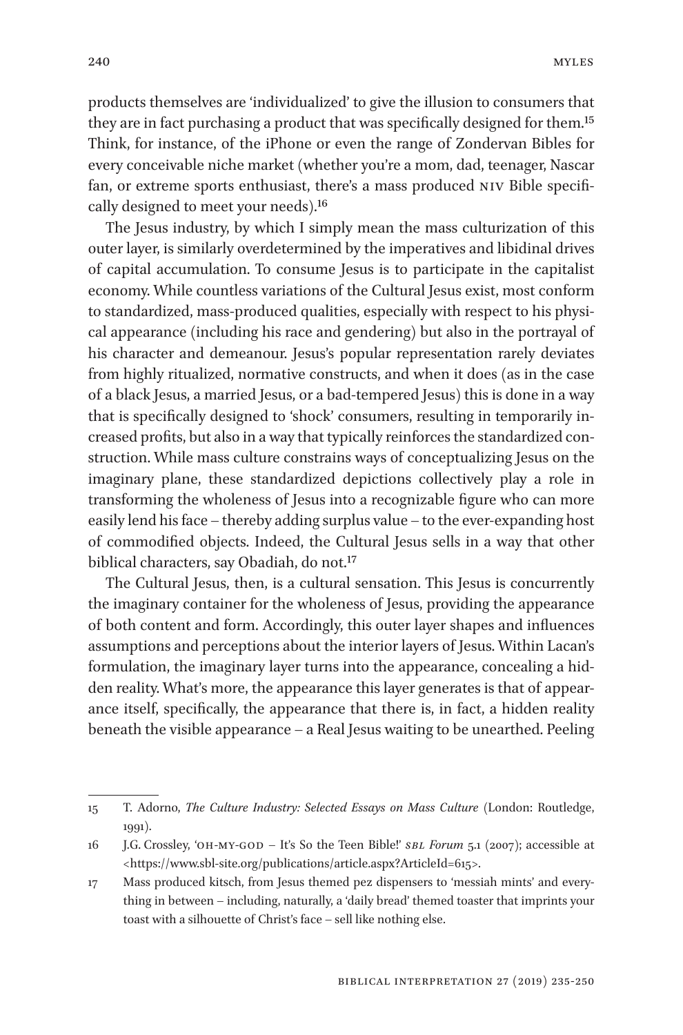products themselves are 'individualized' to give the illusion to consumers that they are in fact purchasing a product that was specifically designed for them.[15] Think, for instance, of the iPhone or even the range of Zondervan Bibles for every conceivable niche market (whether you're a mom, dad, teenager, Nascar fan, or extreme sports enthusiast, there's a mass produced NIV Bible specifically designed to meet your needs).[16]

The Jesus industry, by which I simply mean the mass culturization of this outer layer, is similarly overdetermined by the imperatives and libidinal drives of capital accumulation. To consume Jesus is to participate in the capitalist economy. While countless variations of the Cultural Jesus exist, most conform to standardized, mass-produced qualities, especially with respect to his physical appearance (including his race and gendering) but also in the portrayal of his character and demeanour. Jesus's popular representation rarely deviates from highly ritualized, normative constructs, and when it does (as in the case of a black Jesus, a married Jesus, or a bad-tempered Jesus) this is done in a way that is specifically designed to 'shock' consumers, resulting in temporarily increased profits, but also in a way that typically reinforces the standardized construction. While mass culture constrains ways of conceptualizing Jesus on the imaginary plane, these standardized depictions collectively play a role in transforming the wholeness of Jesus into a recognizable figure who can more easily lend his face – thereby adding surplus value – to the ever-expanding host of commodified objects. Indeed, the Cultural Jesus sells in a way that other biblical characters, say Obadiah, do not.[17]

The Cultural Jesus, then, is a cultural sensation. This Jesus is concurrently the imaginary container for the wholeness of Jesus, providing the appearance of both content and form. Accordingly, this outer layer shapes and influences assumptions and perceptions about the interior layers of Jesus. Within Lacan's formulation, the imaginary layer turns into the appearance, concealing a hidden reality. What's more, the appearance this layer generates is that of appearance itself, specifically, the appearance that there is, in fact, a hidden reality beneath the visible appearance – a Real Jesus waiting to be unearthed. Peeling

---

15 T. Adorno, *The Culture Industry: Selected Essays on Mass Culture* (London: Routledge, 1991).

16 J.G. Crossley, 'OH-MY-GOD – It's So the Teen Bible!' *SBL Forum* 5.1 (2007); accessible at <https://www.sbl-site.org/publications/article.aspx?ArticleId=615>.

17 Mass produced kitsch, from Jesus themed pez dispensers to 'messiah mints' and everything in between – including, naturally, a 'daily bread' themed toaster that imprints your toast with a silhouette of Christ's face – sell like nothing else.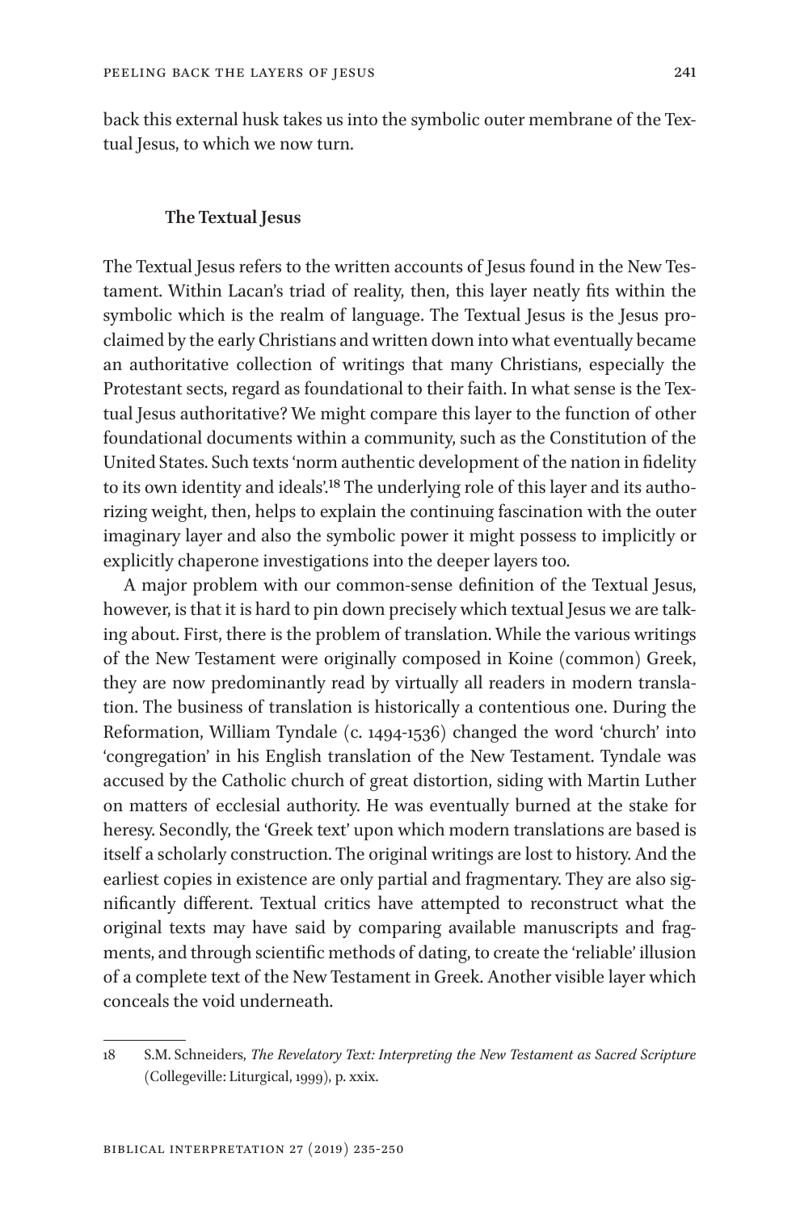back this external husk takes us into the symbolic outer membrane of the Textual Jesus, to which we now turn.

## The Textual Jesus

The Textual Jesus refers to the written accounts of Jesus found in the New Testament. Within Lacan's triad of reality, then, this layer neatly fits within the symbolic which is the realm of language. The Textual Jesus is the Jesus proclaimed by the early Christians and written down into what eventually became an authoritative collection of writings that many Christians, especially the Protestant sects, regard as foundational to their faith. In what sense is the Textual Jesus authoritative? We might compare this layer to the function of other foundational documents within a community, such as the Constitution of the United States. Such texts 'norm authentic development of the nation in fidelity to its own identity and ideals'.[18] The underlying role of this layer and its authorizing weight, then, helps to explain the continuing fascination with the outer imaginary layer and also the symbolic power it might possess to implicitly or explicitly chaperone investigations into the deeper layers too.

A major problem with our common-sense definition of the Textual Jesus, however, is that it is hard to pin down precisely which textual Jesus we are talking about. First, there is the problem of translation. While the various writings of the New Testament were originally composed in Koine (common) Greek, they are now predominantly read by virtually all readers in modern translation. The business of translation is historically a contentious one. During the Reformation, William Tyndale (c. 1494-1536) changed the word 'church' into 'congregation' in his English translation of the New Testament. Tyndale was accused by the Catholic church of great distortion, siding with Martin Luther on matters of ecclesial authority. He was eventually burned at the stake for heresy. Secondly, the 'Greek text' upon which modern translations are based is itself a scholarly construction. The original writings are lost to history. And the earliest copies in existence are only partial and fragmentary. They are also significantly different. Textual critics have attempted to reconstruct what the original texts may have said by comparing available manuscripts and fragments, and through scientific methods of dating, to create the 'reliable' illusion of a complete text of the New Testament in Greek. Another visible layer which conceals the void underneath.

---

18 S.M. Schneiders, *The Revelatory Text: Interpreting the New Testament as Sacred Scripture* (Collegeville: Liturgical, 1999), p. xxix.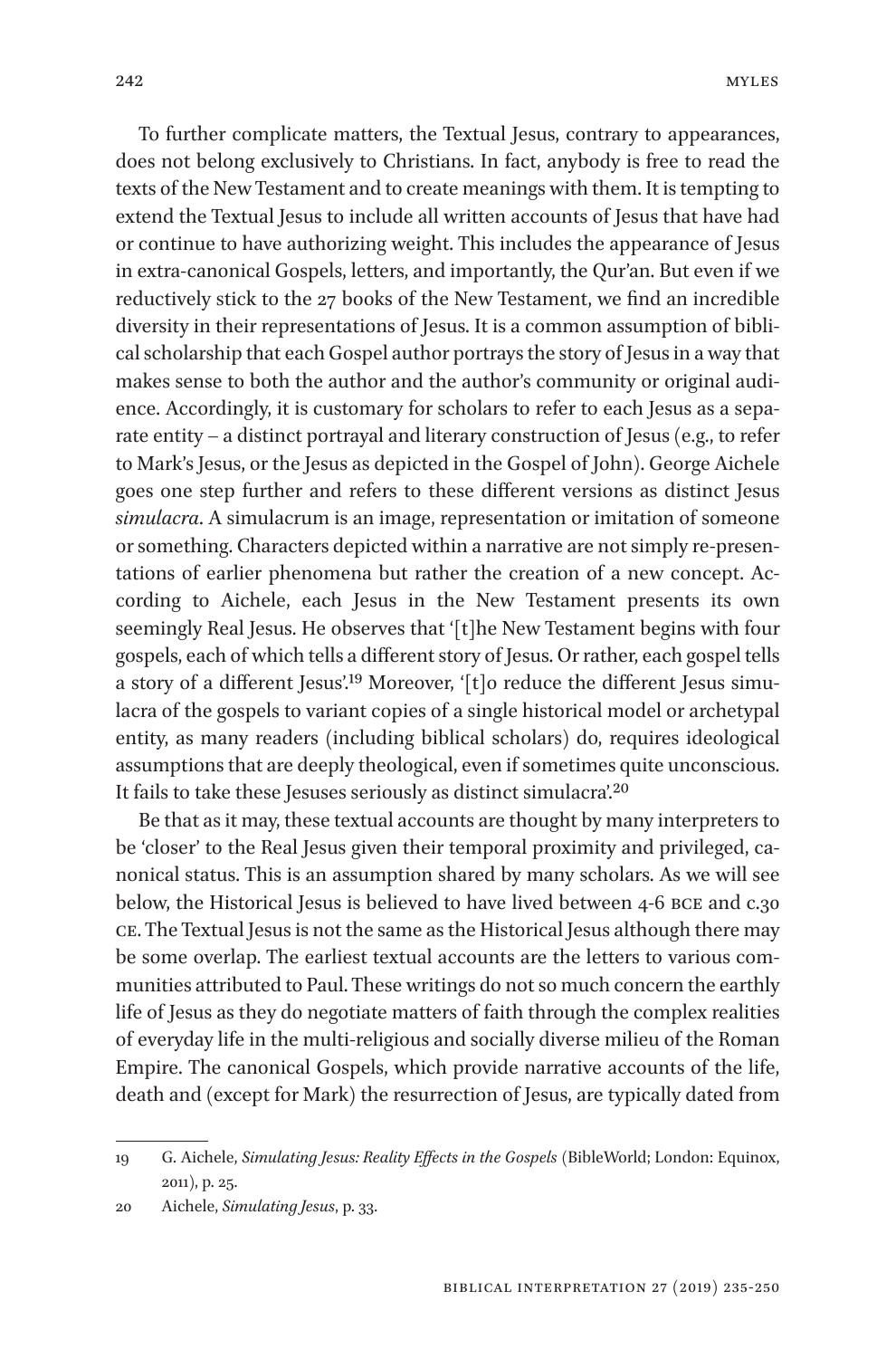To further complicate matters, the Textual Jesus, contrary to appearances, does not belong exclusively to Christians. In fact, anybody is free to read the texts of the New Testament and to create meanings with them. It is tempting to extend the Textual Jesus to include all written accounts of Jesus that have had or continue to have authorizing weight. This includes the appearance of Jesus in extra-canonical Gospels, letters, and importantly, the Qur'an. But even if we reductively stick to the 27 books of the New Testament, we find an incredible diversity in their representations of Jesus. It is a common assumption of biblical scholarship that each Gospel author portrays the story of Jesus in a way that makes sense to both the author and the author's community or original audience. Accordingly, it is customary for scholars to refer to each Jesus as a separate entity – a distinct portrayal and literary construction of Jesus (e.g., to refer to Mark's Jesus, or the Jesus as depicted in the Gospel of John). George Aichele goes one step further and refers to these different versions as distinct Jesus *simulacra*. A simulacrum is an image, representation or imitation of someone or something. Characters depicted within a narrative are not simply re-presentations of earlier phenomena but rather the creation of a new concept. According to Aichele, each Jesus in the New Testament presents its own seemingly Real Jesus. He observes that '[t]he New Testament begins with four gospels, each of which tells a different story of Jesus. Or rather, each gospel tells a story of a different Jesus'.[19] Moreover, '[t]o reduce the different Jesus simulacra of the gospels to variant copies of a single historical model or archetypal entity, as many readers (including biblical scholars) do, requires ideological assumptions that are deeply theological, even if sometimes quite unconscious. It fails to take these Jesuses seriously as distinct simulacra'.[20]

Be that as it may, these textual accounts are thought by many interpreters to be 'closer' to the Real Jesus given their temporal proximity and privileged, canonical status. This is an assumption shared by many scholars. As we will see below, the Historical Jesus is believed to have lived between 4-6 BCE and c.30 CE. The Textual Jesus is not the same as the Historical Jesus although there may be some overlap. The earliest textual accounts are the letters to various communities attributed to Paul. These writings do not so much concern the earthly life of Jesus as they do negotiate matters of faith through the complex realities of everyday life in the multi-religious and socially diverse milieu of the Roman Empire. The canonical Gospels, which provide narrative accounts of the life, death and (except for Mark) the resurrection of Jesus, are typically dated from

---

19 G. Aichele, *Simulating Jesus: Reality Effects in the Gospels* (BibleWorld; London: Equinox, 2011), p. 25.

20 Aichele, *Simulating Jesus*, p. 33.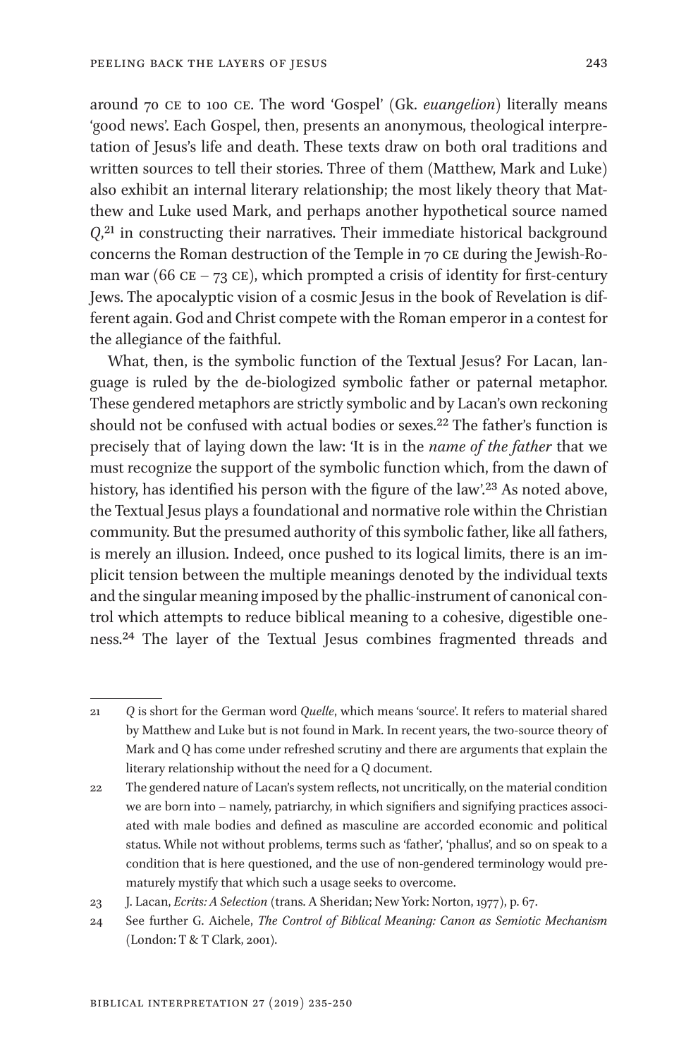around 70 CE to 100 CE. The word 'Gospel' (Gk. *euangelion*) literally means 'good news'. Each Gospel, then, presents an anonymous, theological interpretation of Jesus's life and death. These texts draw on both oral traditions and written sources to tell their stories. Three of them (Matthew, Mark and Luke) also exhibit an internal literary relationship; the most likely theory that Matthew and Luke used Mark, and perhaps another hypothetical source named *Q*,[21] in constructing their narratives. Their immediate historical background concerns the Roman destruction of the Temple in 70 CE during the Jewish-Roman war (66 CE – 73 CE), which prompted a crisis of identity for first-century Jews. The apocalyptic vision of a cosmic Jesus in the book of Revelation is different again. God and Christ compete with the Roman emperor in a contest for the allegiance of the faithful.

What, then, is the symbolic function of the Textual Jesus? For Lacan, language is ruled by the de-biologized symbolic father or paternal metaphor. These gendered metaphors are strictly symbolic and by Lacan's own reckoning should not be confused with actual bodies or sexes.[22] The father's function is precisely that of laying down the law: 'It is in the *name of the father* that we must recognize the support of the symbolic function which, from the dawn of history, has identified his person with the figure of the law'.[23] As noted above, the Textual Jesus plays a foundational and normative role within the Christian community. But the presumed authority of this symbolic father, like all fathers, is merely an illusion. Indeed, once pushed to its logical limits, there is an implicit tension between the multiple meanings denoted by the individual texts and the singular meaning imposed by the phallic-instrument of canonical control which attempts to reduce biblical meaning to a cohesive, digestible oneness.[24] The layer of the Textual Jesus combines fragmented threads and

---

21 *Q* is short for the German word *Quelle*, which means 'source'. It refers to material shared by Matthew and Luke but is not found in Mark. In recent years, the two-source theory of Mark and Q has come under refreshed scrutiny and there are arguments that explain the literary relationship without the need for a Q document.

22 The gendered nature of Lacan's system reflects, not uncritically, on the material condition we are born into – namely, patriarchy, in which signifiers and signifying practices associated with male bodies and defined as masculine are accorded economic and political status. While not without problems, terms such as 'father', 'phallus', and so on speak to a condition that is here questioned, and the use of non-gendered terminology would prematurely mystify that which such a usage seeks to overcome.

23 J. Lacan, *Ecrits: A Selection* (trans. A Sheridan; New York: Norton, 1977), p. 67.

24 See further G. Aichele, *The Control of Biblical Meaning: Canon as Semiotic Mechanism* (London: T & T Clark, 2001).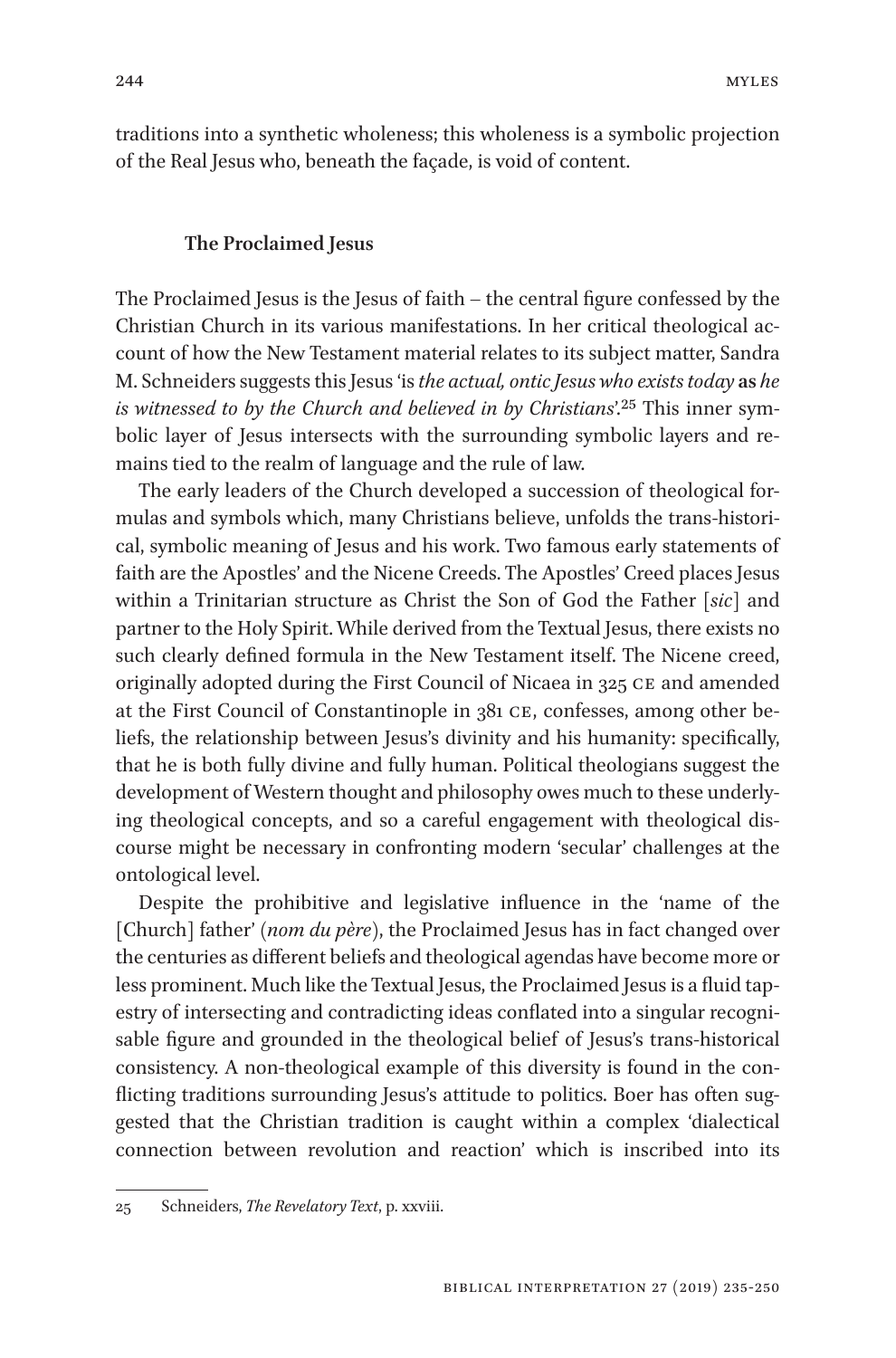traditions into a synthetic wholeness; this wholeness is a symbolic projection of the Real Jesus who, beneath the façade, is void of content.

### The Proclaimed Jesus

The Proclaimed Jesus is the Jesus of faith – the central figure confessed by the Christian Church in its various manifestations. In her critical theological account of how the New Testament material relates to its subject matter, Sandra M. Schneiders suggests this Jesus 'is *the actual, ontic Jesus who exists today* **as** *he is witnessed to by the Church and believed in by Christians*'.[25] This inner symbolic layer of Jesus intersects with the surrounding symbolic layers and remains tied to the realm of language and the rule of law.

The early leaders of the Church developed a succession of theological formulas and symbols which, many Christians believe, unfolds the trans-historical, symbolic meaning of Jesus and his work. Two famous early statements of faith are the Apostles' and the Nicene Creeds. The Apostles' Creed places Jesus within a Trinitarian structure as Christ the Son of God the Father [*sic*] and partner to the Holy Spirit. While derived from the Textual Jesus, there exists no such clearly defined formula in the New Testament itself. The Nicene creed, originally adopted during the First Council of Nicaea in 325 CE and amended at the First Council of Constantinople in 381 CE, confesses, among other beliefs, the relationship between Jesus's divinity and his humanity: specifically, that he is both fully divine and fully human. Political theologians suggest the development of Western thought and philosophy owes much to these underlying theological concepts, and so a careful engagement with theological discourse might be necessary in confronting modern 'secular' challenges at the ontological level.

Despite the prohibitive and legislative influence in the 'name of the [Church] father' (*nom du père*), the Proclaimed Jesus has in fact changed over the centuries as different beliefs and theological agendas have become more or less prominent. Much like the Textual Jesus, the Proclaimed Jesus is a fluid tapestry of intersecting and contradicting ideas conflated into a singular recognisable figure and grounded in the theological belief of Jesus's trans-historical consistency. A non-theological example of this diversity is found in the conflicting traditions surrounding Jesus's attitude to politics. Boer has often suggested that the Christian tradition is caught within a complex 'dialectical connection between revolution and reaction' which is inscribed into its

---

25 Schneiders, *The Revelatory Text*, p. xxviii.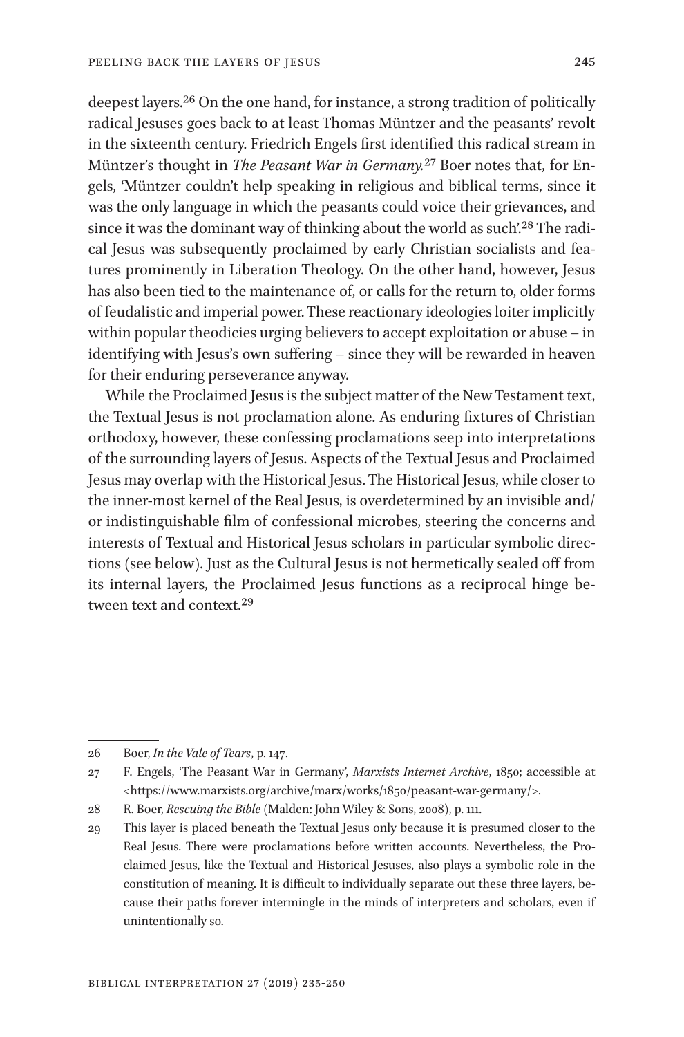deepest layers.[26] On the one hand, for instance, a strong tradition of politically radical Jesuses goes back to at least Thomas Müntzer and the peasants' revolt in the sixteenth century. Friedrich Engels first identified this radical stream in Müntzer's thought in *The Peasant War in Germany*.[27] Boer notes that, for Engels, 'Müntzer couldn't help speaking in religious and biblical terms, since it was the only language in which the peasants could voice their grievances, and since it was the dominant way of thinking about the world as such'.[28] The radical Jesus was subsequently proclaimed by early Christian socialists and features prominently in Liberation Theology. On the other hand, however, Jesus has also been tied to the maintenance of, or calls for the return to, older forms of feudalistic and imperial power. These reactionary ideologies loiter implicitly within popular theodicies urging believers to accept exploitation or abuse – in identifying with Jesus's own suffering – since they will be rewarded in heaven for their enduring perseverance anyway.

While the Proclaimed Jesus is the subject matter of the New Testament text, the Textual Jesus is not proclamation alone. As enduring fixtures of Christian orthodoxy, however, these confessing proclamations seep into interpretations of the surrounding layers of Jesus. Aspects of the Textual Jesus and Proclaimed Jesus may overlap with the Historical Jesus. The Historical Jesus, while closer to the inner-most kernel of the Real Jesus, is overdetermined by an invisible and/or indistinguishable film of confessional microbes, steering the concerns and interests of Textual and Historical Jesus scholars in particular symbolic directions (see below). Just as the Cultural Jesus is not hermetically sealed off from its internal layers, the Proclaimed Jesus functions as a reciprocal hinge between text and context.[29]

---

26 Boer, *In the Vale of Tears*, p. 147.

27 F. Engels, 'The Peasant War in Germany', *Marxists Internet Archive*, 1850; accessible at <https://www.marxists.org/archive/marx/works/1850/peasant-war-germany/>.

28 R. Boer, *Rescuing the Bible* (Malden: John Wiley & Sons, 2008), p. 111.

29 This layer is placed beneath the Textual Jesus only because it is presumed closer to the Real Jesus. There were proclamations before written accounts. Nevertheless, the Proclaimed Jesus, like the Textual and Historical Jesuses, also plays a symbolic role in the constitution of meaning. It is difficult to individually separate out these three layers, because their paths forever intermingle in the minds of interpreters and scholars, even if unintentionally so.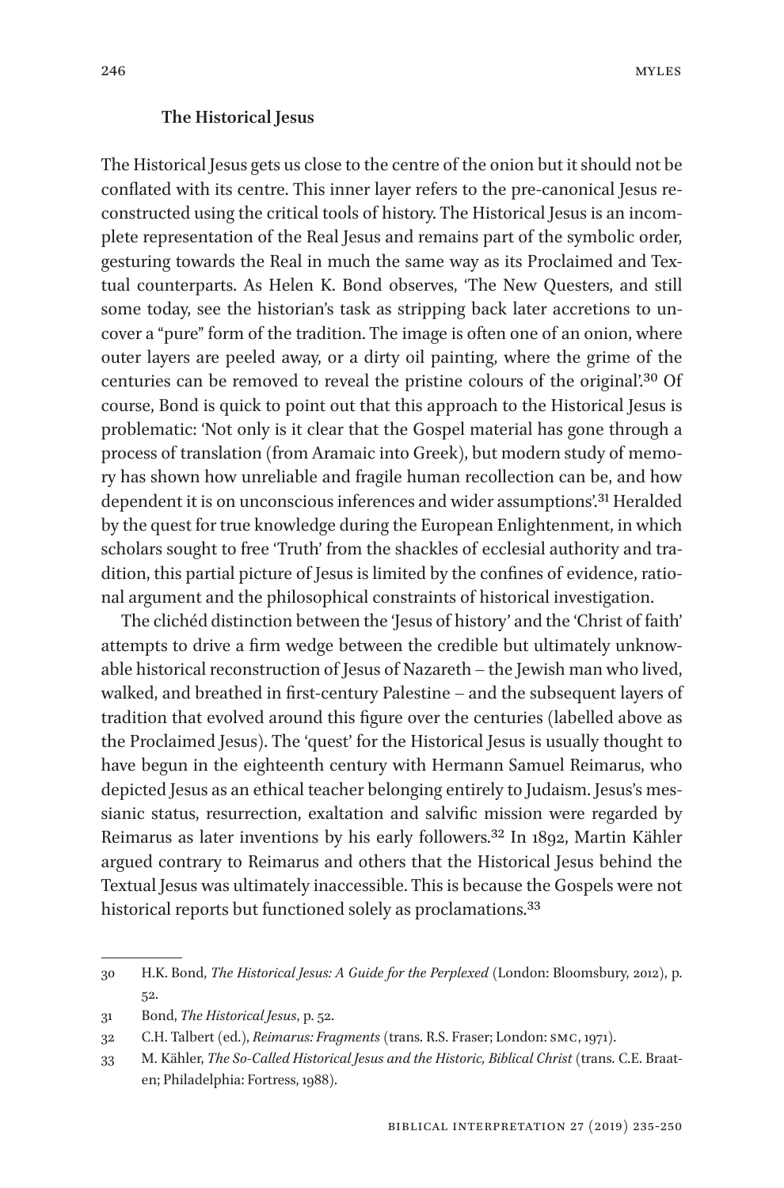### The Historical Jesus

The Historical Jesus gets us close to the centre of the onion but it should not be conflated with its centre. This inner layer refers to the pre-canonical Jesus reconstructed using the critical tools of history. The Historical Jesus is an incomplete representation of the Real Jesus and remains part of the symbolic order, gesturing towards the Real in much the same way as its Proclaimed and Textual counterparts. As Helen K. Bond observes, 'The New Questers, and still some today, see the historian's task as stripping back later accretions to uncover a "pure" form of the tradition. The image is often one of an onion, where outer layers are peeled away, or a dirty oil painting, where the grime of the centuries can be removed to reveal the pristine colours of the original'.[30] Of course, Bond is quick to point out that this approach to the Historical Jesus is problematic: 'Not only is it clear that the Gospel material has gone through a process of translation (from Aramaic into Greek), but modern study of memory has shown how unreliable and fragile human recollection can be, and how dependent it is on unconscious inferences and wider assumptions'.[31] Heralded by the quest for true knowledge during the European Enlightenment, in which scholars sought to free 'Truth' from the shackles of ecclesial authority and tradition, this partial picture of Jesus is limited by the confines of evidence, rational argument and the philosophical constraints of historical investigation.

The clichéd distinction between the 'Jesus of history' and the 'Christ of faith' attempts to drive a firm wedge between the credible but ultimately unknowable historical reconstruction of Jesus of Nazareth – the Jewish man who lived, walked, and breathed in first-century Palestine – and the subsequent layers of tradition that evolved around this figure over the centuries (labelled above as the Proclaimed Jesus). The 'quest' for the Historical Jesus is usually thought to have begun in the eighteenth century with Hermann Samuel Reimarus, who depicted Jesus as an ethical teacher belonging entirely to Judaism. Jesus's messianic status, resurrection, exaltation and salvific mission were regarded by Reimarus as later inventions by his early followers.[32] In 1892, Martin Kähler argued contrary to Reimarus and others that the Historical Jesus behind the Textual Jesus was ultimately inaccessible. This is because the Gospels were not historical reports but functioned solely as proclamations.[33]

---

30 H.K. Bond, *The Historical Jesus: A Guide for the Perplexed* (London: Bloomsbury, 2012), p. 52.

31 Bond, *The Historical Jesus*, p. 52.

32 C.H. Talbert (ed.), *Reimarus: Fragments* (trans. R.S. Fraser; London: SMC, 1971).

33 M. Kähler, *The So-Called Historical Jesus and the Historic, Biblical Christ* (trans. C.E. Braaten; Philadelphia: Fortress, 1988).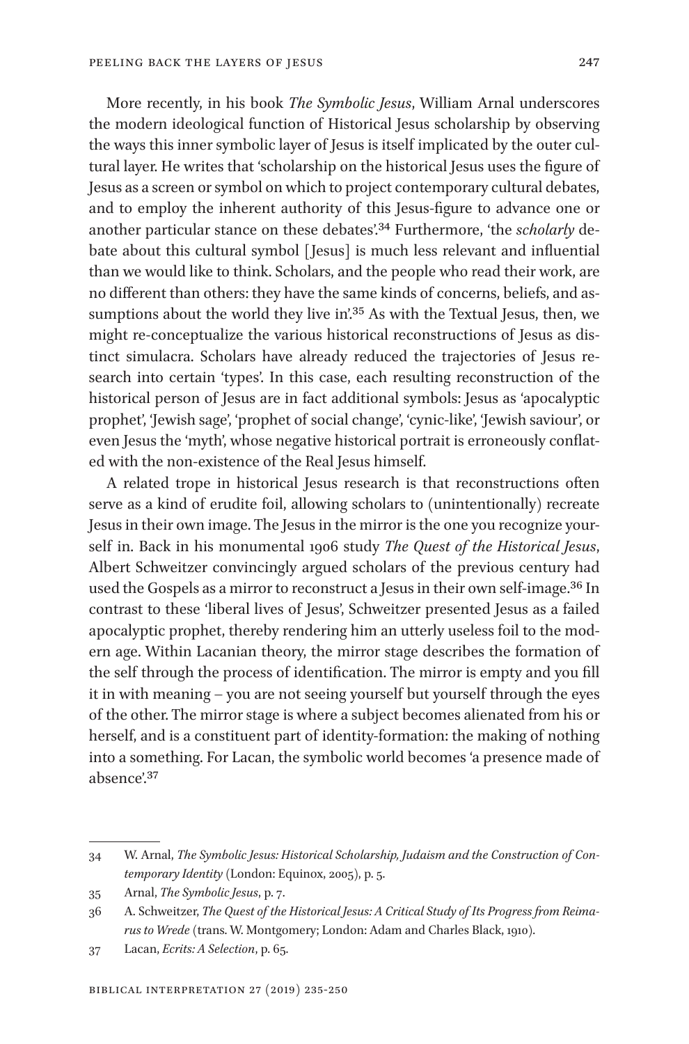More recently, in his book *The Symbolic Jesus*, William Arnal underscores the modern ideological function of Historical Jesus scholarship by observing the ways this inner symbolic layer of Jesus is itself implicated by the outer cultural layer. He writes that 'scholarship on the historical Jesus uses the figure of Jesus as a screen or symbol on which to project contemporary cultural debates, and to employ the inherent authority of this Jesus-figure to advance one or another particular stance on these debates'.[34] Furthermore, 'the *scholarly* debate about this cultural symbol [Jesus] is much less relevant and influential than we would like to think. Scholars, and the people who read their work, are no different than others: they have the same kinds of concerns, beliefs, and assumptions about the world they live in'.[35] As with the Textual Jesus, then, we might re-conceptualize the various historical reconstructions of Jesus as distinct simulacra. Scholars have already reduced the trajectories of Jesus research into certain 'types'. In this case, each resulting reconstruction of the historical person of Jesus are in fact additional symbols: Jesus as 'apocalyptic prophet', 'Jewish sage', 'prophet of social change', 'cynic-like', 'Jewish saviour', or even Jesus the 'myth', whose negative historical portrait is erroneously conflated with the non-existence of the Real Jesus himself.

A related trope in historical Jesus research is that reconstructions often serve as a kind of erudite foil, allowing scholars to (unintentionally) recreate Jesus in their own image. The Jesus in the mirror is the one you recognize yourself in. Back in his monumental 1906 study *The Quest of the Historical Jesus*, Albert Schweitzer convincingly argued scholars of the previous century had used the Gospels as a mirror to reconstruct a Jesus in their own self-image.[36] In contrast to these 'liberal lives of Jesus', Schweitzer presented Jesus as a failed apocalyptic prophet, thereby rendering him an utterly useless foil to the modern age. Within Lacanian theory, the mirror stage describes the formation of the self through the process of identification. The mirror is empty and you fill it in with meaning – you are not seeing yourself but yourself through the eyes of the other. The mirror stage is where a subject becomes alienated from his or herself, and is a constituent part of identity-formation: the making of nothing into a something. For Lacan, the symbolic world becomes 'a presence made of absence'.[37]

---

34 W. Arnal, *The Symbolic Jesus: Historical Scholarship, Judaism and the Construction of Contemporary Identity* (London: Equinox, 2005), p. 5.

35 Arnal, *The Symbolic Jesus*, p. 7.

36 A. Schweitzer, *The Quest of the Historical Jesus: A Critical Study of Its Progress from Reimarus to Wrede* (trans. W. Montgomery; London: Adam and Charles Black, 1910).

37 Lacan, *Ecrits: A Selection*, p. 65.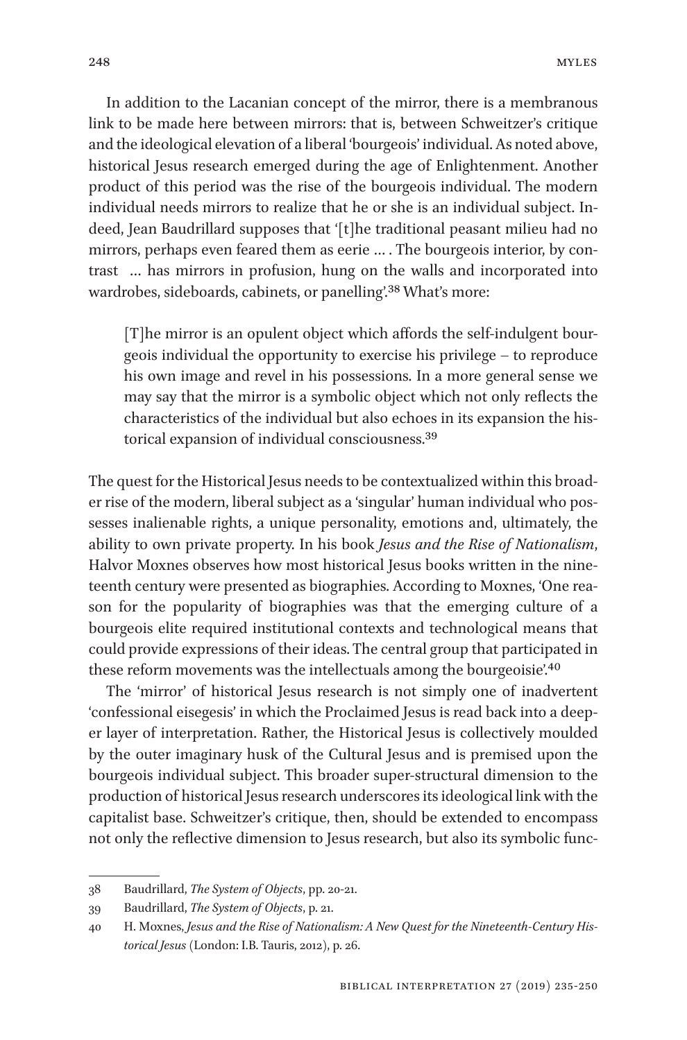In addition to the Lacanian concept of the mirror, there is a membranous link to be made here between mirrors: that is, between Schweitzer's critique and the ideological elevation of a liberal 'bourgeois' individual. As noted above, historical Jesus research emerged during the age of Enlightenment. Another product of this period was the rise of the bourgeois individual. The modern individual needs mirrors to realize that he or she is an individual subject. Indeed, Jean Baudrillard supposes that '[t]he traditional peasant milieu had no mirrors, perhaps even feared them as eerie … . The bourgeois interior, by contrast … has mirrors in profusion, hung on the walls and incorporated into wardrobes, sideboards, cabinets, or panelling'.[38] What's more:

> [T]he mirror is an opulent object which affords the self-indulgent bourgeois individual the opportunity to exercise his privilege – to reproduce his own image and revel in his possessions. In a more general sense we may say that the mirror is a symbolic object which not only reflects the characteristics of the individual but also echoes in its expansion the historical expansion of individual consciousness.[39]

The quest for the Historical Jesus needs to be contextualized within this broader rise of the modern, liberal subject as a 'singular' human individual who possesses inalienable rights, a unique personality, emotions and, ultimately, the ability to own private property. In his book *Jesus and the Rise of Nationalism*, Halvor Moxnes observes how most historical Jesus books written in the nineteenth century were presented as biographies. According to Moxnes, 'One reason for the popularity of biographies was that the emerging culture of a bourgeois elite required institutional contexts and technological means that could provide expressions of their ideas. The central group that participated in these reform movements was the intellectuals among the bourgeoisie'.[40]

The 'mirror' of historical Jesus research is not simply one of inadvertent 'confessional eisegesis' in which the Proclaimed Jesus is read back into a deeper layer of interpretation. Rather, the Historical Jesus is collectively moulded by the outer imaginary husk of the Cultural Jesus and is premised upon the bourgeois individual subject. This broader super-structural dimension to the production of historical Jesus research underscores its ideological link with the capitalist base. Schweitzer's critique, then, should be extended to encompass not only the reflective dimension to Jesus research, but also its symbolic func-

---

38 Baudrillard, *The System of Objects*, pp. 20-21.

39 Baudrillard, *The System of Objects*, p. 21.

40 H. Moxnes, *Jesus and the Rise of Nationalism: A New Quest for the Nineteenth-Century Historical Jesus* (London: I.B. Tauris, 2012), p. 26.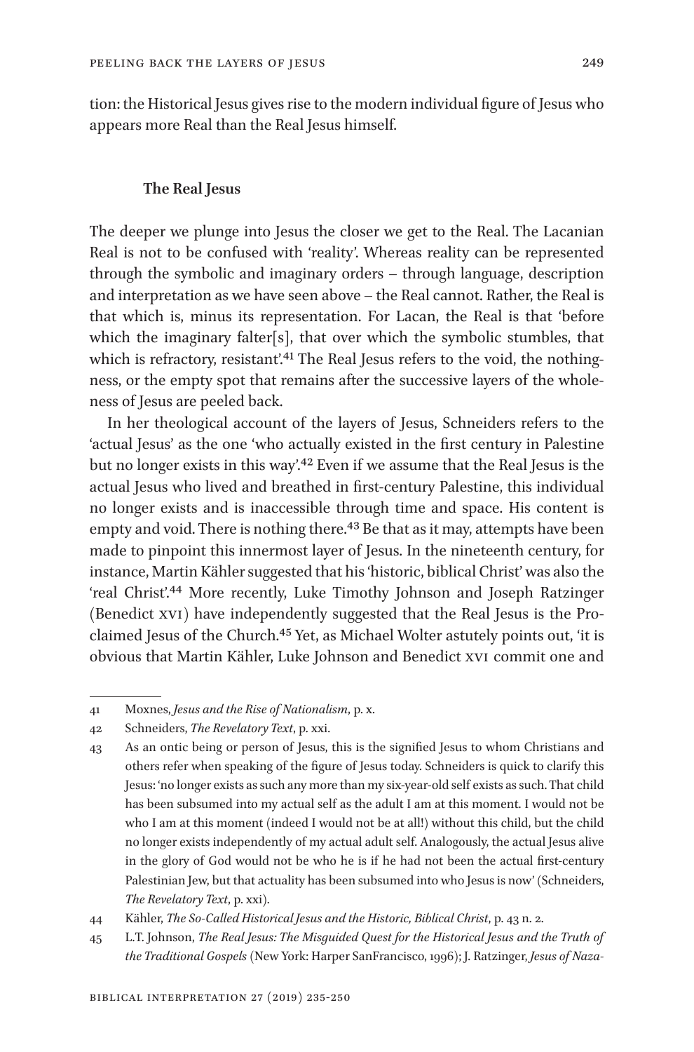tion: the Historical Jesus gives rise to the modern individual figure of Jesus who appears more Real than the Real Jesus himself.

## The Real Jesus

The deeper we plunge into Jesus the closer we get to the Real. The Lacanian Real is not to be confused with 'reality'. Whereas reality can be represented through the symbolic and imaginary orders – through language, description and interpretation as we have seen above – the Real cannot. Rather, the Real is that which is, minus its representation. For Lacan, the Real is that 'before which the imaginary falter[s], that over which the symbolic stumbles, that which is refractory, resistant'.[41] The Real Jesus refers to the void, the nothingness, or the empty spot that remains after the successive layers of the wholeness of Jesus are peeled back.

In her theological account of the layers of Jesus, Schneiders refers to the 'actual Jesus' as the one 'who actually existed in the first century in Palestine but no longer exists in this way'.[42] Even if we assume that the Real Jesus is the actual Jesus who lived and breathed in first-century Palestine, this individual no longer exists and is inaccessible through time and space. His content is empty and void. There is nothing there.[43] Be that as it may, attempts have been made to pinpoint this innermost layer of Jesus. In the nineteenth century, for instance, Martin Kähler suggested that his 'historic, biblical Christ' was also the 'real Christ'.[44] More recently, Luke Timothy Johnson and Joseph Ratzinger (Benedict XVI) have independently suggested that the Real Jesus is the Proclaimed Jesus of the Church.[45] Yet, as Michael Wolter astutely points out, 'it is obvious that Martin Kähler, Luke Johnson and Benedict XVI commit one and

---

41 Moxnes, *Jesus and the Rise of Nationalism*, p. x.

42 Schneiders, *The Revelatory Text*, p. xxi.

43 As an ontic being or person of Jesus, this is the signified Jesus to whom Christians and others refer when speaking of the figure of Jesus today. Schneiders is quick to clarify this Jesus: 'no longer exists as such any more than my six-year-old self exists as such. That child has been subsumed into my actual self as the adult I am at this moment. I would not be who I am at this moment (indeed I would not be at all!) without this child, but the child no longer exists independently of my actual adult self. Analogously, the actual Jesus alive in the glory of God would not be who he is if he had not been the actual first-century Palestinian Jew, but that actuality has been subsumed into who Jesus is now' (Schneiders, *The Revelatory Text*, p. xxi).

44 Kähler, *The So-Called Historical Jesus and the Historic, Biblical Christ*, p. 43 n. 2.

45 L.T. Johnson, *The Real Jesus: The Misguided Quest for the Historical Jesus and the Truth of the Traditional Gospels* (New York: Harper SanFrancisco, 1996); J. Ratzinger, *Jesus of Naza-*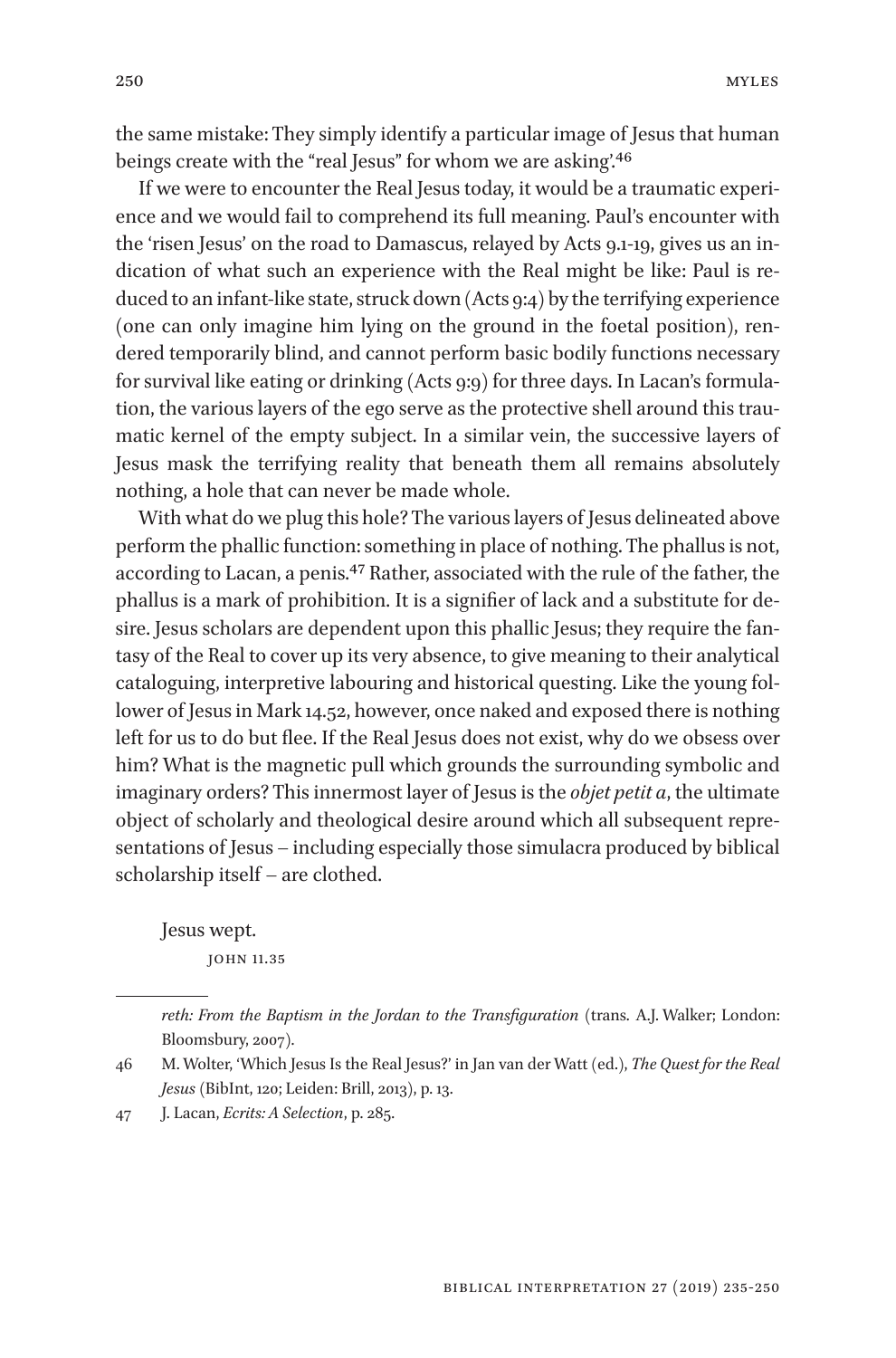the same mistake: They simply identify a particular image of Jesus that human beings create with the "real Jesus" for whom we are asking'.[46]

If we were to encounter the Real Jesus today, it would be a traumatic experience and we would fail to comprehend its full meaning. Paul's encounter with the 'risen Jesus' on the road to Damascus, relayed by Acts 9.1-19, gives us an indication of what such an experience with the Real might be like: Paul is reduced to an infant-like state, struck down (Acts 9:4) by the terrifying experience (one can only imagine him lying on the ground in the foetal position), rendered temporarily blind, and cannot perform basic bodily functions necessary for survival like eating or drinking (Acts 9:9) for three days. In Lacan's formulation, the various layers of the ego serve as the protective shell around this traumatic kernel of the empty subject. In a similar vein, the successive layers of Jesus mask the terrifying reality that beneath them all remains absolutely nothing, a hole that can never be made whole.

With what do we plug this hole? The various layers of Jesus delineated above perform the phallic function: something in place of nothing. The phallus is not, according to Lacan, a penis.[47] Rather, associated with the rule of the father, the phallus is a mark of prohibition. It is a signifier of lack and a substitute for desire. Jesus scholars are dependent upon this phallic Jesus; they require the fantasy of the Real to cover up its very absence, to give meaning to their analytical cataloguing, interpretive labouring and historical questing. Like the young follower of Jesus in Mark 14.52, however, once naked and exposed there is nothing left for us to do but flee. If the Real Jesus does not exist, why do we obsess over him? What is the magnetic pull which grounds the surrounding symbolic and imaginary orders? This innermost layer of Jesus is the *objet petit a*, the ultimate object of scholarly and theological desire around which all subsequent representations of Jesus – including especially those simulacra produced by biblical scholarship itself – are clothed.

> Jesus wept.
>
> JOHN 11.35

---

*reth: From the Baptism in the Jordan to the Transfiguration* (trans. A.J. Walker; London: Bloomsbury, 2007).

46 M. Wolter, 'Which Jesus Is the Real Jesus?' in Jan van der Watt (ed.), *The Quest for the Real Jesus* (BibInt, 120; Leiden: Brill, 2013), p. 13.

47 J. Lacan, *Ecrits: A Selection*, p. 285.